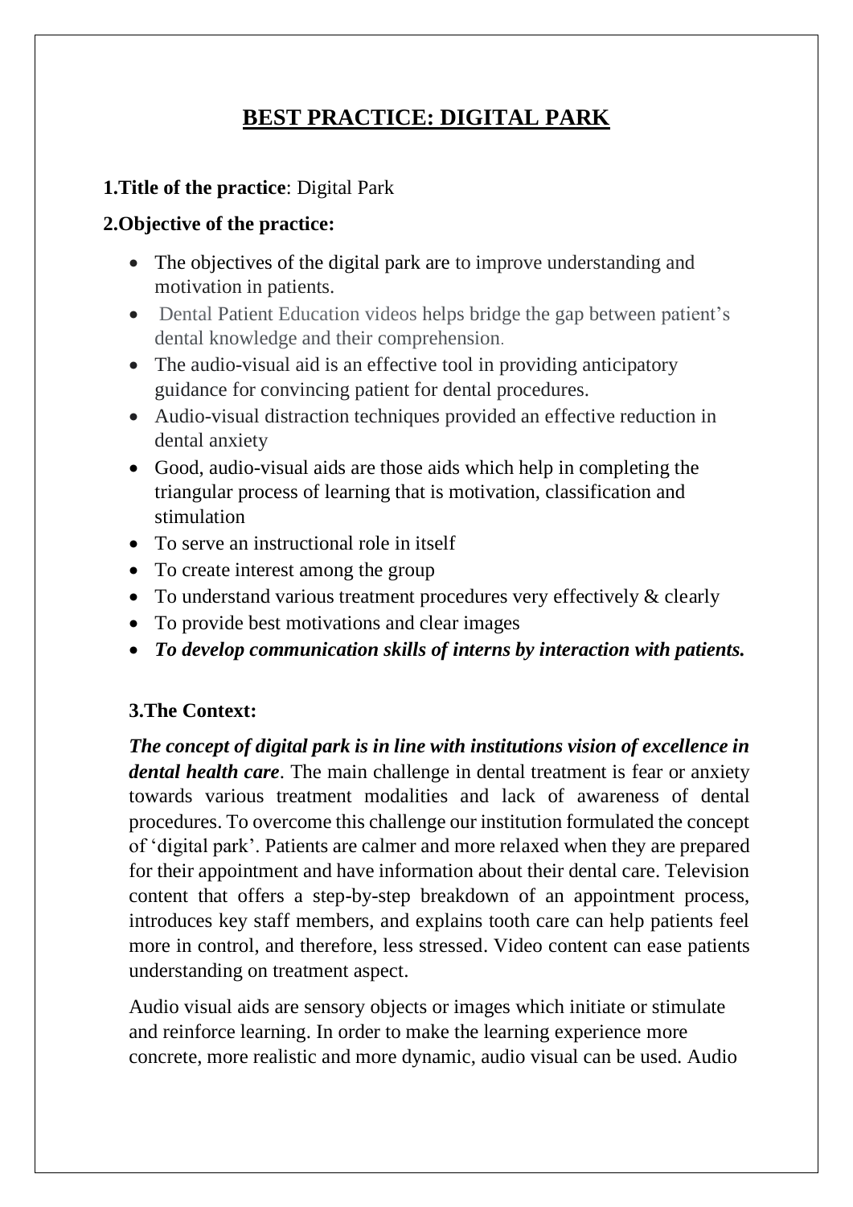# BEST PRACTICE: DIGITAL PARK

**1.Title of the practice**: Digital Park

**2.Objective of the practice:**

- The objectives of the digital park are to improve understanding and motivation in patients.
- Dental Patient Education videos helps bridge the gap between patient's dental knowledge and their comprehension.
- The audio-visual aid is an effective tool in providing anticipatory guidance for convincing patient for dental procedures.
- Audio-visual distraction techniques provided an effective reduction in dental anxiety
- Good, audio-visual aids are those aids which help in completing the triangular process of learning that is motivation, classification and stimulation
- To serve an instructional role in itself
- To create interest among the group
- To understand various treatment procedures very effectively & clearly
- To provide best motivations and clear images
- ***To develop communication skills of interns by interaction with patients.***

**3.The Context:**

***The concept of digital park is in line with institutions vision of excellence in dental health care***. The main challenge in dental treatment is fear or anxiety towards various treatment modalities and lack of awareness of dental procedures. To overcome this challenge our institution formulated the concept of 'digital park'. Patients are calmer and more relaxed when they are prepared for their appointment and have information about their dental care. Television content that offers a step-by-step breakdown of an appointment process, introduces key staff members, and explains tooth care can help patients feel more in control, and therefore, less stressed. Video content can ease patients understanding on treatment aspect.

Audio visual aids are sensory objects or images which initiate or stimulate and reinforce learning. In order to make the learning experience more concrete, more realistic and more dynamic, audio visual can be used. Audio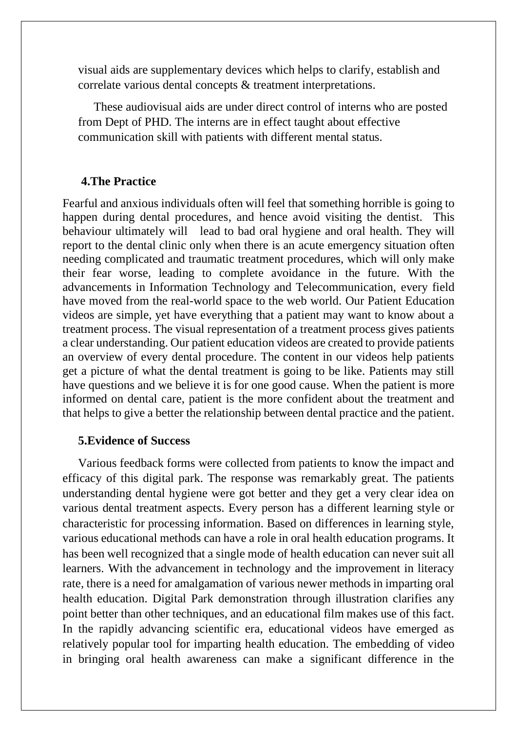visual aids are supplementary devices which helps to clarify, establish and correlate various dental concepts & treatment interpretations.

These audiovisual aids are under direct control of interns who are posted from Dept of PHD. The interns are in effect taught about effective communication skill with patients with different mental status.

**4.The Practice**

Fearful and anxious individuals often will feel that something horrible is going to happen during dental procedures, and hence avoid visiting the dentist. This behaviour ultimately will lead to bad oral hygiene and oral health. They will report to the dental clinic only when there is an acute emergency situation often needing complicated and traumatic treatment procedures, which will only make their fear worse, leading to complete avoidance in the future. With the advancements in Information Technology and Telecommunication, every field have moved from the real-world space to the web world. Our Patient Education videos are simple, yet have everything that a patient may want to know about a treatment process. The visual representation of a treatment process gives patients a clear understanding. Our patient education videos are created to provide patients an overview of every dental procedure. The content in our videos help patients get a picture of what the dental treatment is going to be like. Patients may still have questions and we believe it is for one good cause. When the patient is more informed on dental care, patient is the more confident about the treatment and that helps to give a better the relationship between dental practice and the patient.

**5.Evidence of Success**

Various feedback forms were collected from patients to know the impact and efficacy of this digital park. The response was remarkably great. The patients understanding dental hygiene were got better and they get a very clear idea on various dental treatment aspects. Every person has a different learning style or characteristic for processing information. Based on differences in learning style, various educational methods can have a role in oral health education programs. It has been well recognized that a single mode of health education can never suit all learners. With the advancement in technology and the improvement in literacy rate, there is a need for amalgamation of various newer methods in imparting oral health education. Digital Park demonstration through illustration clarifies any point better than other techniques, and an educational film makes use of this fact. In the rapidly advancing scientific era, educational videos have emerged as relatively popular tool for imparting health education. The embedding of video in bringing oral health awareness can make a significant difference in the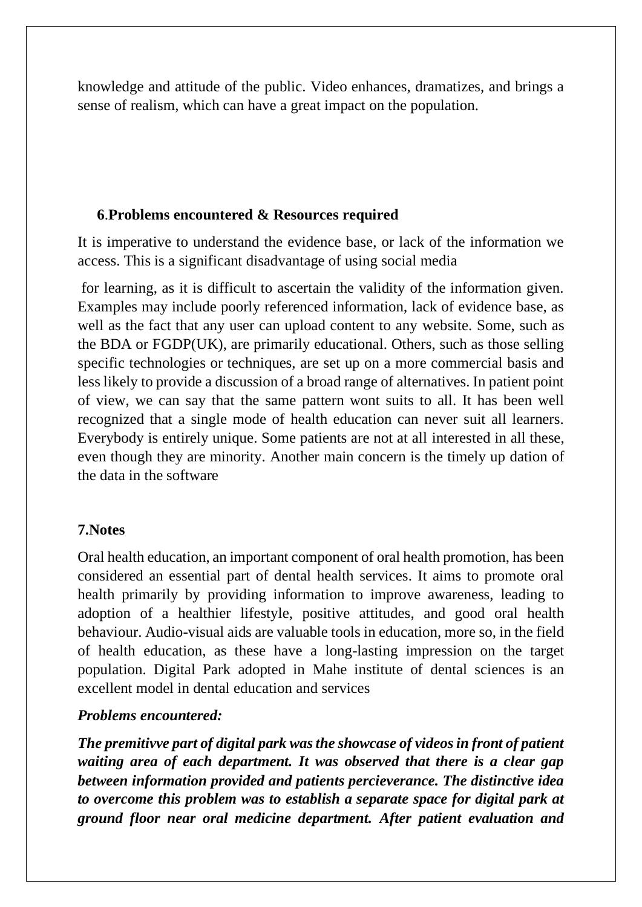knowledge and attitude of the public. Video enhances, dramatizes, and brings a sense of realism, which can have a great impact on the population.

## 6.Problems encountered & Resources required

It is imperative to understand the evidence base, or lack of the information we access. This is a significant disadvantage of using social media

for learning, as it is difficult to ascertain the validity of the information given. Examples may include poorly referenced information, lack of evidence base, as well as the fact that any user can upload content to any website. Some, such as the BDA or FGDP(UK), are primarily educational. Others, such as those selling specific technologies or techniques, are set up on a more commercial basis and less likely to provide a discussion of a broad range of alternatives. In patient point of view, we can say that the same pattern wont suits to all. It has been well recognized that a single mode of health education can never suit all learners. Everybody is entirely unique. Some patients are not at all interested in all these, even though they are minority. Another main concern is the timely up dation of the data in the software

## 7.Notes

Oral health education, an important component of oral health promotion, has been considered an essential part of dental health services. It aims to promote oral health primarily by providing information to improve awareness, leading to adoption of a healthier lifestyle, positive attitudes, and good oral health behaviour. Audio-visual aids are valuable tools in education, more so, in the field of health education, as these have a long-lasting impression on the target population. Digital Park adopted in Mahe institute of dental sciences is an excellent model in dental education and services

***Problems encountered:***

***The premitivve part of digital park was the showcase of videos in front of patient waiting area of each department. It was observed that there is a clear gap between information provided and patients percieverance. The distinctive idea to overcome this problem was to establish a separate space for digital park at ground floor near oral medicine department. After patient evaluation and***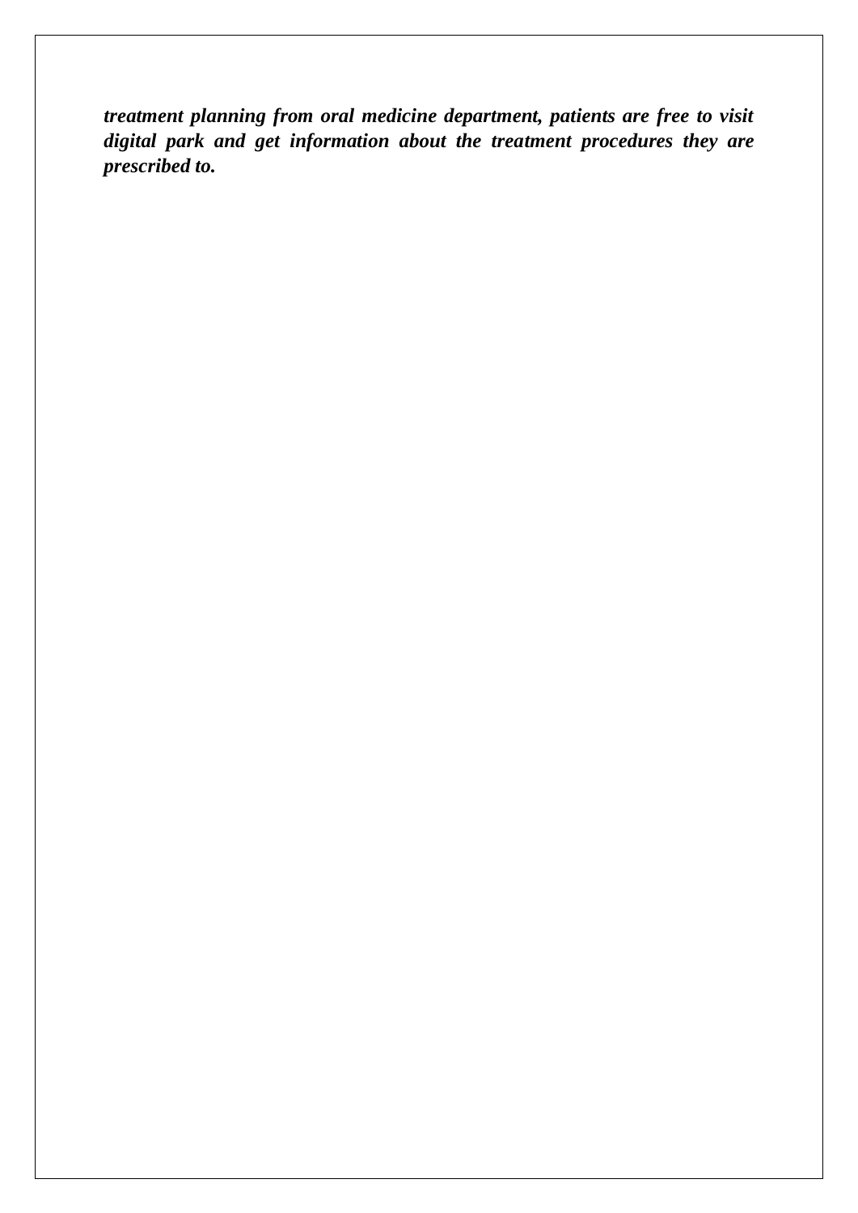***treatment planning from oral medicine department, patients are free to visit digital park and get information about the treatment procedures they are prescribed to.***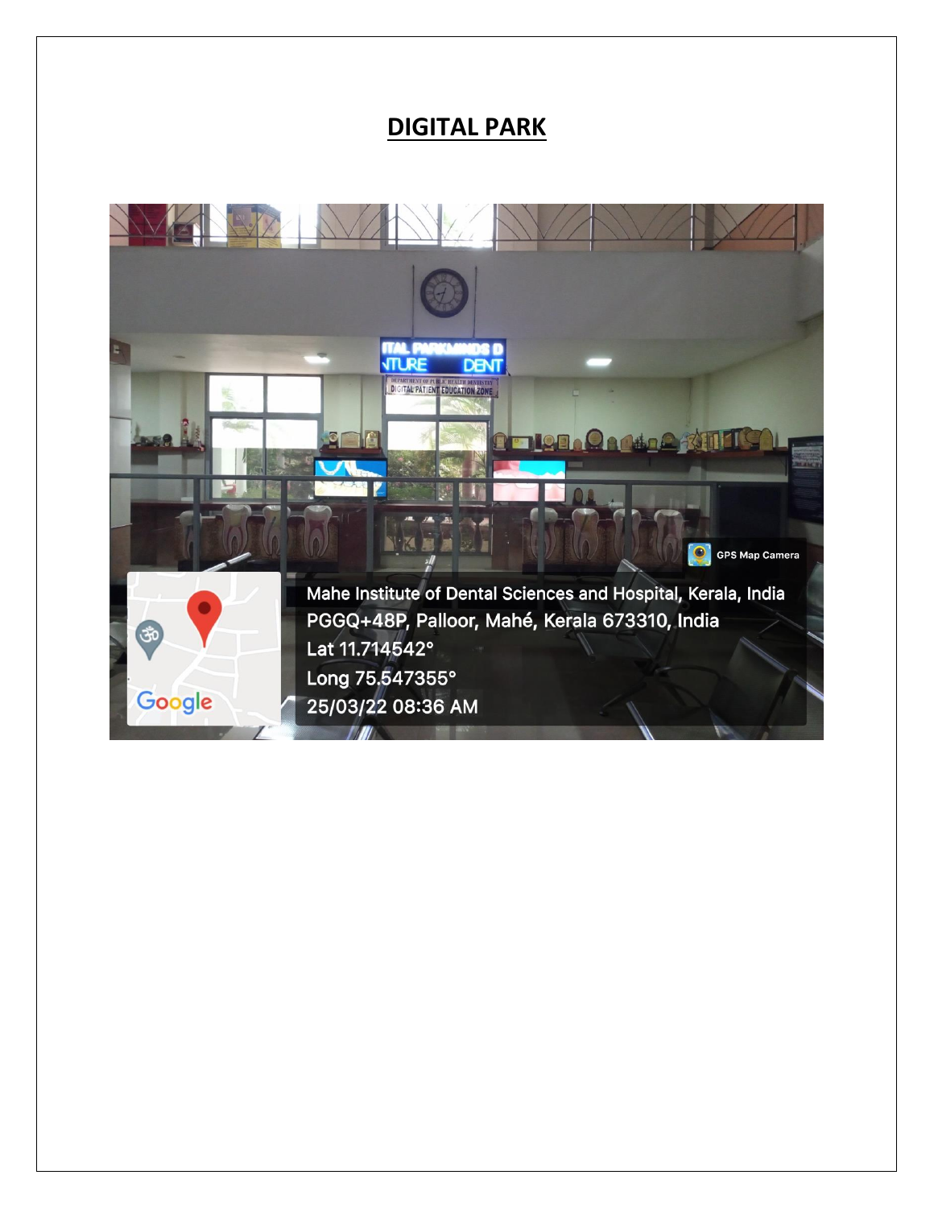# DIGITAL PARK